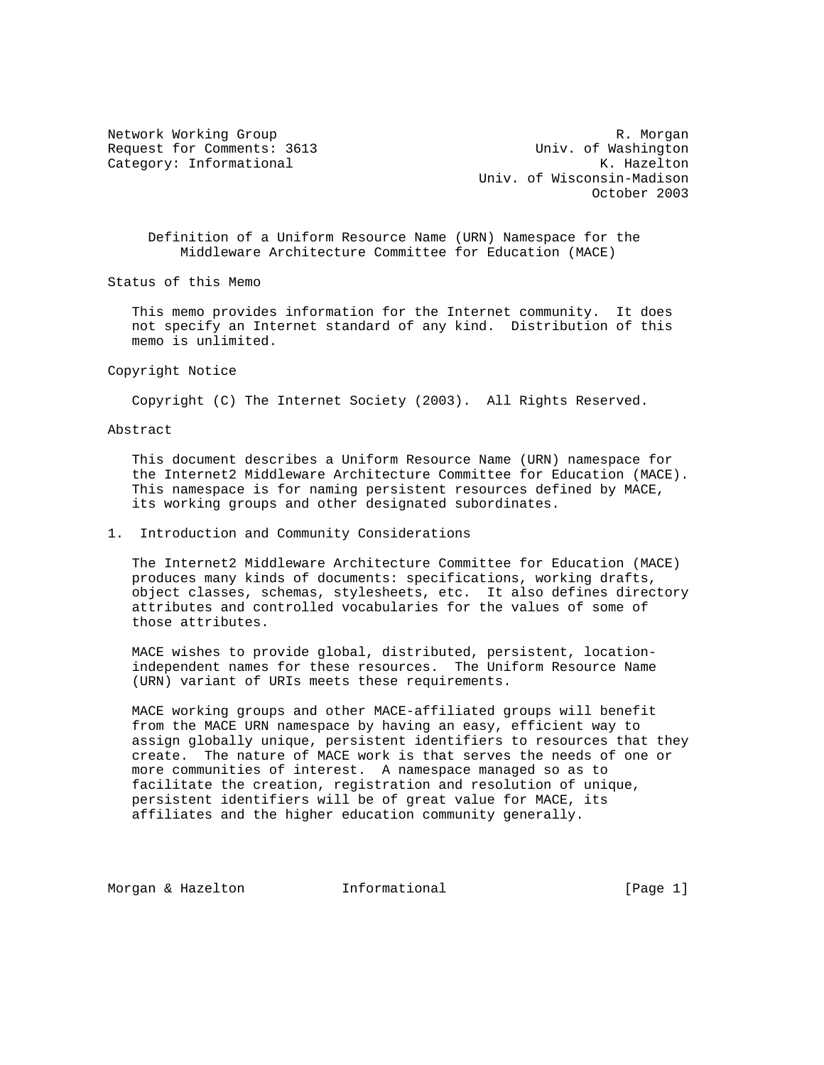Network Working Group R. Morgan
Request for Comments: 3613 Univ. of Washington
Category: Informational K. Hazelton
Univ. of Wisconsin-Madison
October 2003

# Definition of a Uniform Resource Name (URN) Namespace for the Middleware Architecture Committee for Education (MACE)

## Status of this Memo

This memo provides information for the Internet community. It does not specify an Internet standard of any kind. Distribution of this memo is unlimited.

## Copyright Notice

Copyright (C) The Internet Society (2003). All Rights Reserved.

## Abstract

This document describes a Uniform Resource Name (URN) namespace for the Internet2 Middleware Architecture Committee for Education (MACE). This namespace is for naming persistent resources defined by MACE, its working groups and other designated subordinates.

## 1. Introduction and Community Considerations

The Internet2 Middleware Architecture Committee for Education (MACE) produces many kinds of documents: specifications, working drafts, object classes, schemas, stylesheets, etc. It also defines directory attributes and controlled vocabularies for the values of some of those attributes.

MACE wishes to provide global, distributed, persistent, location-independent names for these resources. The Uniform Resource Name (URN) variant of URIs meets these requirements.

MACE working groups and other MACE-affiliated groups will benefit from the MACE URN namespace by having an easy, efficient way to assign globally unique, persistent identifiers to resources that they create. The nature of MACE work is that serves the needs of one or more communities of interest. A namespace managed so as to facilitate the creation, registration and resolution of unique, persistent identifiers will be of great value for MACE, its affiliates and the higher education community generally.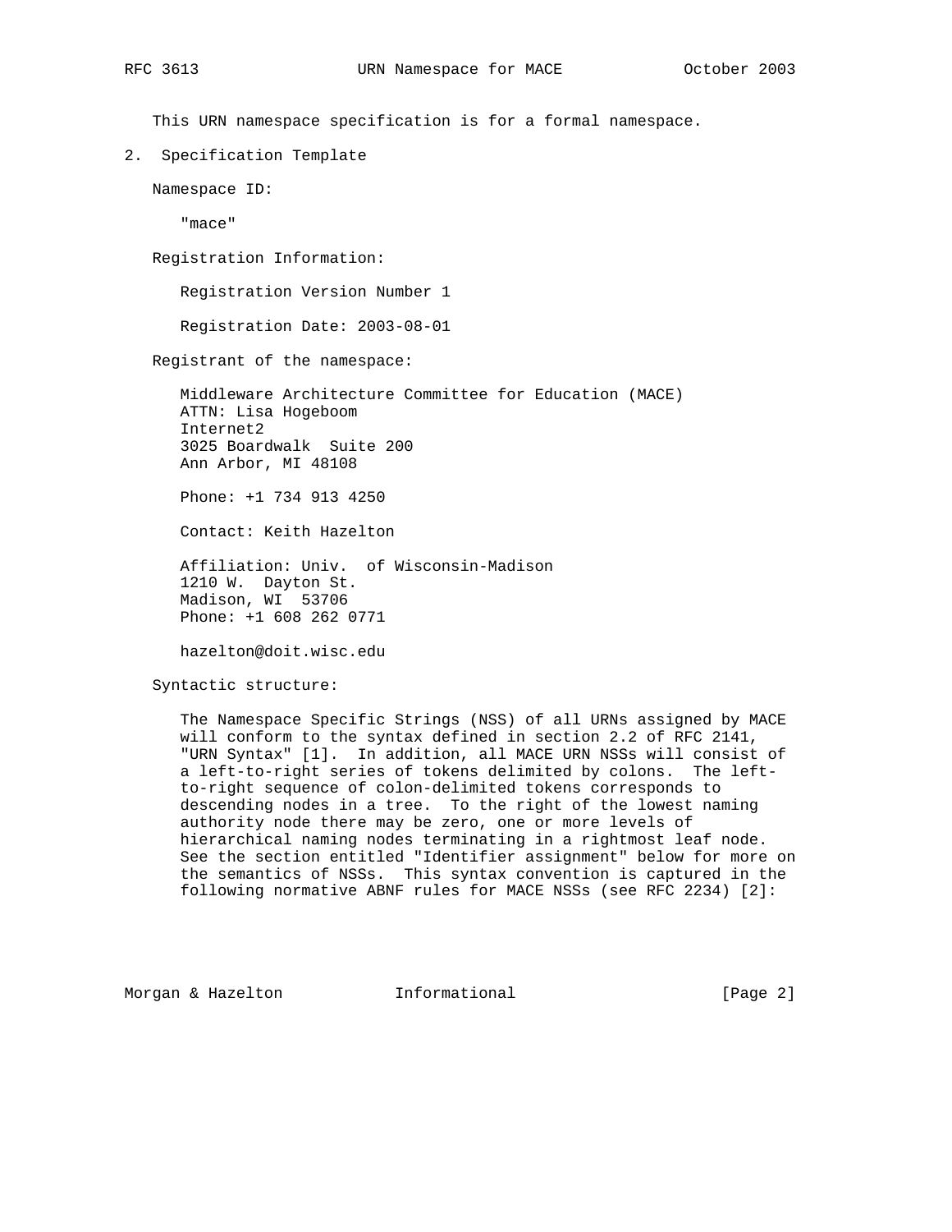This URN namespace specification is for a formal namespace.

## 2. Specification Template

Namespace ID:

"mace"

Registration Information:

Registration Version Number 1

Registration Date: 2003-08-01

Registrant of the namespace:

Middleware Architecture Committee for Education (MACE)
ATTN: Lisa Hogeboom
Internet2
3025 Boardwalk  Suite 200
Ann Arbor, MI 48108

Phone: +1 734 913 4250

Contact: Keith Hazelton

Affiliation: Univ.  of Wisconsin-Madison
1210 W.  Dayton St.
Madison, WI  53706
Phone: +1 608 262 0771

hazelton@doit.wisc.edu

Syntactic structure:

The Namespace Specific Strings (NSS) of all URNs assigned by MACE will conform to the syntax defined in section 2.2 of RFC 2141, "URN Syntax" [1].  In addition, all MACE URN NSSs will consist of a left-to-right series of tokens delimited by colons.  The left-to-right sequence of colon-delimited tokens corresponds to descending nodes in a tree.  To the right of the lowest naming authority node there may be zero, one or more levels of hierarchical naming nodes terminating in a rightmost leaf node. See the section entitled "Identifier assignment" below for more on the semantics of NSSs.  This syntax convention is captured in the following normative ABNF rules for MACE NSSs (see RFC 2234) [2]: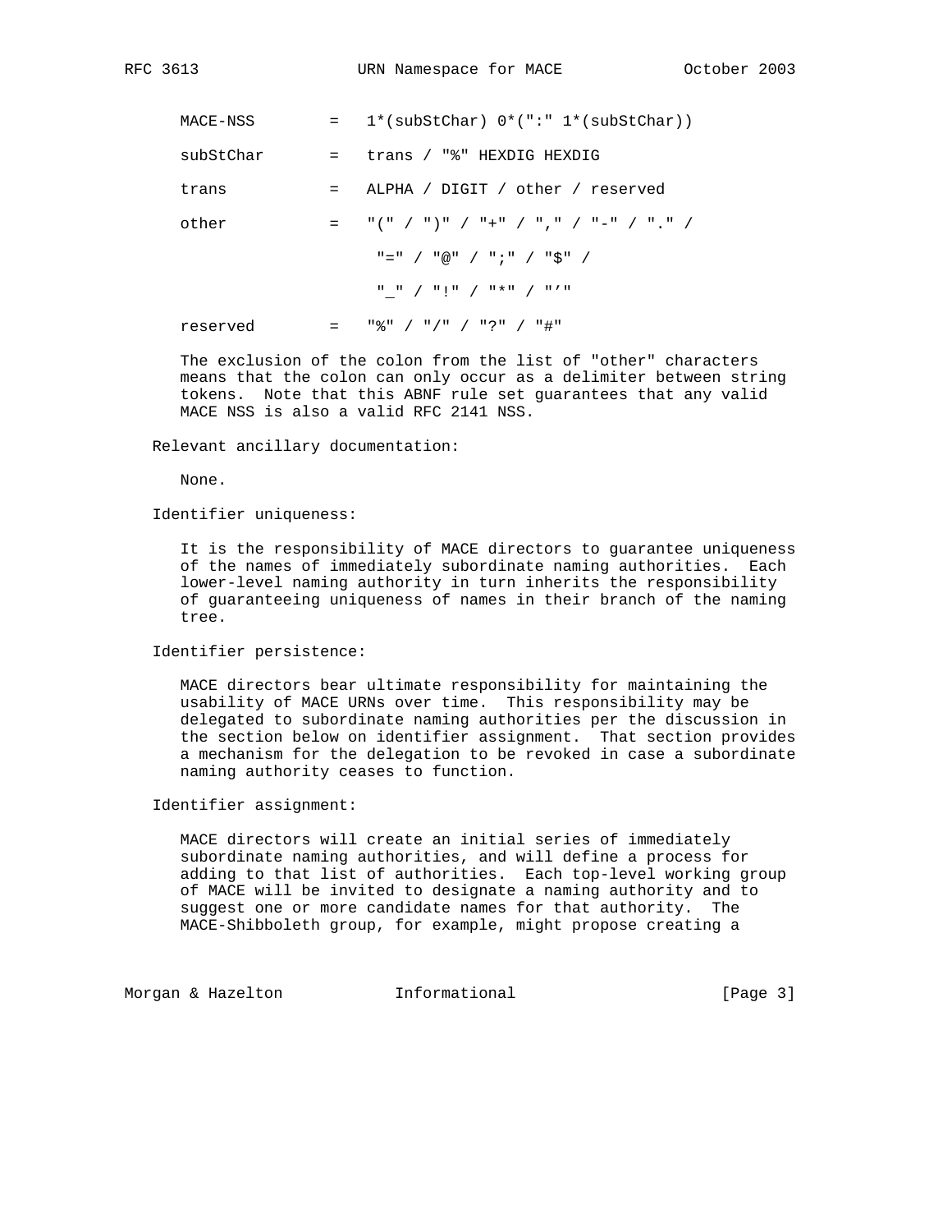```
MACE-NSS       =   1*(subStChar) 0*(":" 1*(subStChar))

subStChar      =   trans / "%" HEXDIG HEXDIG

trans          =   ALPHA / DIGIT / other / reserved

other          =   "(" / ")" / "+" / "," / "-" / "." /

                    "=" / "@" / ";" / "$" /

                    "_" / "!" / "*" / "'"

reserved       =   "%" / "/" / "?" / "#"
```

The exclusion of the colon from the list of "other" characters means that the colon can only occur as a delimiter between string tokens. Note that this ABNF rule set guarantees that any valid MACE NSS is also a valid RFC 2141 NSS.

Relevant ancillary documentation:

None.

Identifier uniqueness:

It is the responsibility of MACE directors to guarantee uniqueness of the names of immediately subordinate naming authorities. Each lower-level naming authority in turn inherits the responsibility of guaranteeing uniqueness of names in their branch of the naming tree.

Identifier persistence:

MACE directors bear ultimate responsibility for maintaining the usability of MACE URNs over time. This responsibility may be delegated to subordinate naming authorities per the discussion in the section below on identifier assignment. That section provides a mechanism for the delegation to be revoked in case a subordinate naming authority ceases to function.

Identifier assignment:

MACE directors will create an initial series of immediately subordinate naming authorities, and will define a process for adding to that list of authorities. Each top-level working group of MACE will be invited to designate a naming authority and to suggest one or more candidate names for that authority. The MACE-Shibboleth group, for example, might propose creating a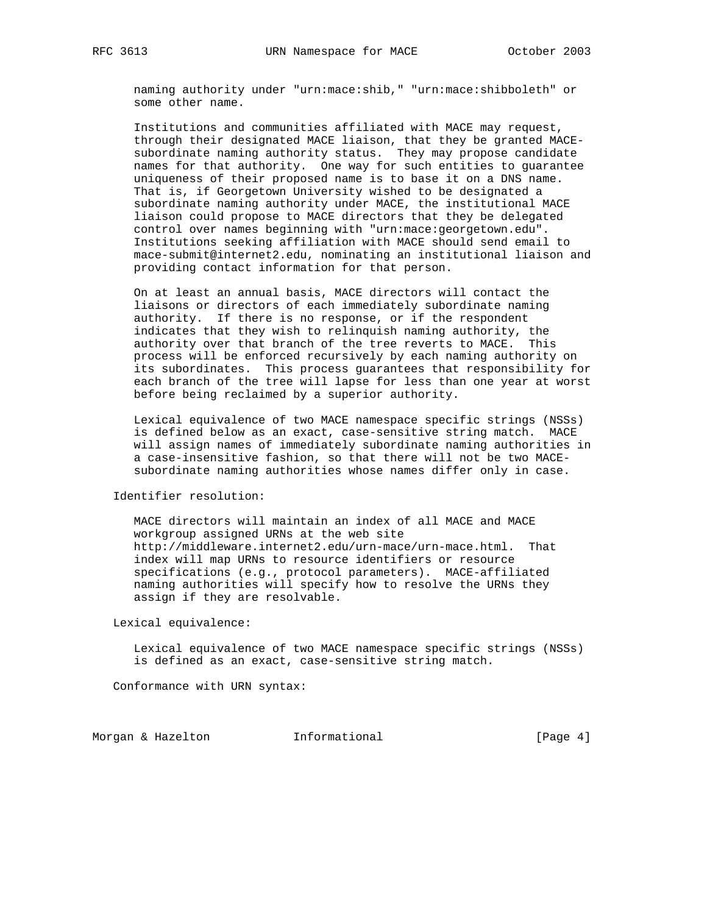naming authority under "urn:mace:shib," "urn:mace:shibboleth" or some other name.

Institutions and communities affiliated with MACE may request, through their designated MACE liaison, that they be granted MACE-subordinate naming authority status. They may propose candidate names for that authority. One way for such entities to guarantee uniqueness of their proposed name is to base it on a DNS name. That is, if Georgetown University wished to be designated a subordinate naming authority under MACE, the institutional MACE liaison could propose to MACE directors that they be delegated control over names beginning with "urn:mace:georgetown.edu". Institutions seeking affiliation with MACE should send email to mace-submit@internet2.edu, nominating an institutional liaison and providing contact information for that person.

On at least an annual basis, MACE directors will contact the liaisons or directors of each immediately subordinate naming authority. If there is no response, or if the respondent indicates that they wish to relinquish naming authority, the authority over that branch of the tree reverts to MACE. This process will be enforced recursively by each naming authority on its subordinates. This process guarantees that responsibility for each branch of the tree will lapse for less than one year at worst before being reclaimed by a superior authority.

Lexical equivalence of two MACE namespace specific strings (NSSs) is defined below as an exact, case-sensitive string match. MACE will assign names of immediately subordinate naming authorities in a case-insensitive fashion, so that there will not be two MACE-subordinate naming authorities whose names differ only in case.

Identifier resolution:

MACE directors will maintain an index of all MACE and MACE workgroup assigned URNs at the web site http://middleware.internet2.edu/urn-mace/urn-mace.html. That index will map URNs to resource identifiers or resource specifications (e.g., protocol parameters). MACE-affiliated naming authorities will specify how to resolve the URNs they assign if they are resolvable.

Lexical equivalence:

Lexical equivalence of two MACE namespace specific strings (NSSs) is defined as an exact, case-sensitive string match.

Conformance with URN syntax: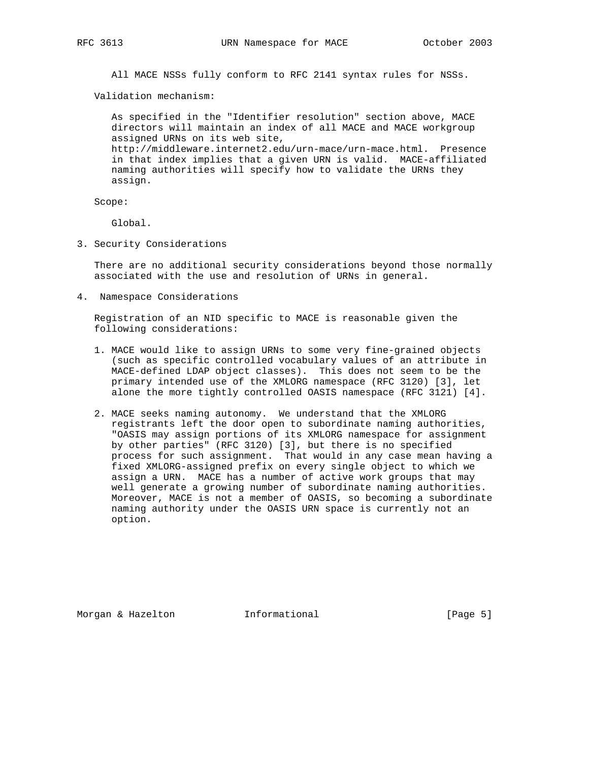All MACE NSSs fully conform to RFC 2141 syntax rules for NSSs.

Validation mechanism:

As specified in the "Identifier resolution" section above, MACE directors will maintain an index of all MACE and MACE workgroup assigned URNs on its web site, http://middleware.internet2.edu/urn-mace/urn-mace.html. Presence in that index implies that a given URN is valid. MACE-affiliated naming authorities will specify how to validate the URNs they assign.

Scope:

Global.

## 3. Security Considerations

There are no additional security considerations beyond those normally associated with the use and resolution of URNs in general.

## 4. Namespace Considerations

Registration of an NID specific to MACE is reasonable given the following considerations:

1. MACE would like to assign URNs to some very fine-grained objects (such as specific controlled vocabulary values of an attribute in MACE-defined LDAP object classes). This does not seem to be the primary intended use of the XMLORG namespace (RFC 3120) [3], let alone the more tightly controlled OASIS namespace (RFC 3121) [4].

2. MACE seeks naming autonomy. We understand that the XMLORG registrants left the door open to subordinate naming authorities, "OASIS may assign portions of its XMLORG namespace for assignment by other parties" (RFC 3120) [3], but there is no specified process for such assignment. That would in any case mean having a fixed XMLORG-assigned prefix on every single object to which we assign a URN. MACE has a number of active work groups that may well generate a growing number of subordinate naming authorities. Moreover, MACE is not a member of OASIS, so becoming a subordinate naming authority under the OASIS URN space is currently not an option.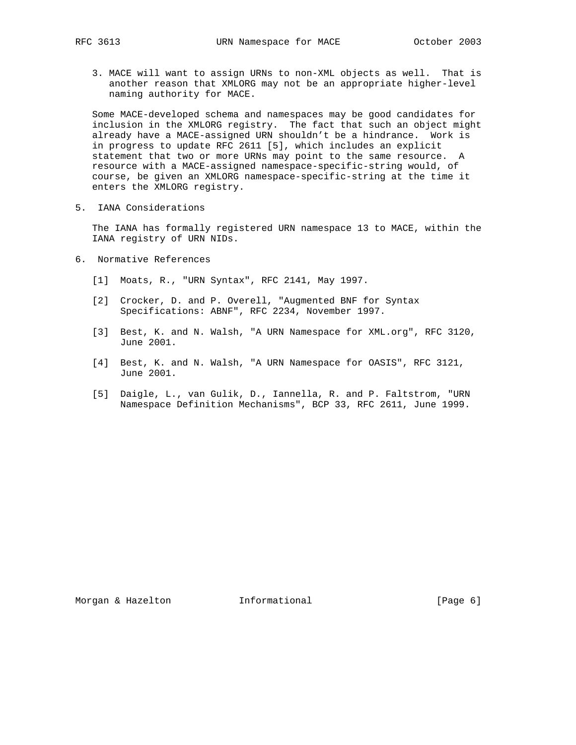3. MACE will want to assign URNs to non-XML objects as well. That is another reason that XMLORG may not be an appropriate higher-level naming authority for MACE.

Some MACE-developed schema and namespaces may be good candidates for inclusion in the XMLORG registry. The fact that such an object might already have a MACE-assigned URN shouldn't be a hindrance. Work is in progress to update RFC 2611 [5], which includes an explicit statement that two or more URNs may point to the same resource. A resource with a MACE-assigned namespace-specific-string would, of course, be given an XMLORG namespace-specific-string at the time it enters the XMLORG registry.

## 5. IANA Considerations

The IANA has formally registered URN namespace 13 to MACE, within the IANA registry of URN NIDs.

## 6. Normative References

[1] Moats, R., "URN Syntax", RFC 2141, May 1997.

[2] Crocker, D. and P. Overell, "Augmented BNF for Syntax Specifications: ABNF", RFC 2234, November 1997.

[3] Best, K. and N. Walsh, "A URN Namespace for XML.org", RFC 3120, June 2001.

[4] Best, K. and N. Walsh, "A URN Namespace for OASIS", RFC 3121, June 2001.

[5] Daigle, L., van Gulik, D., Iannella, R. and P. Faltstrom, "URN Namespace Definition Mechanisms", BCP 33, RFC 2611, June 1999.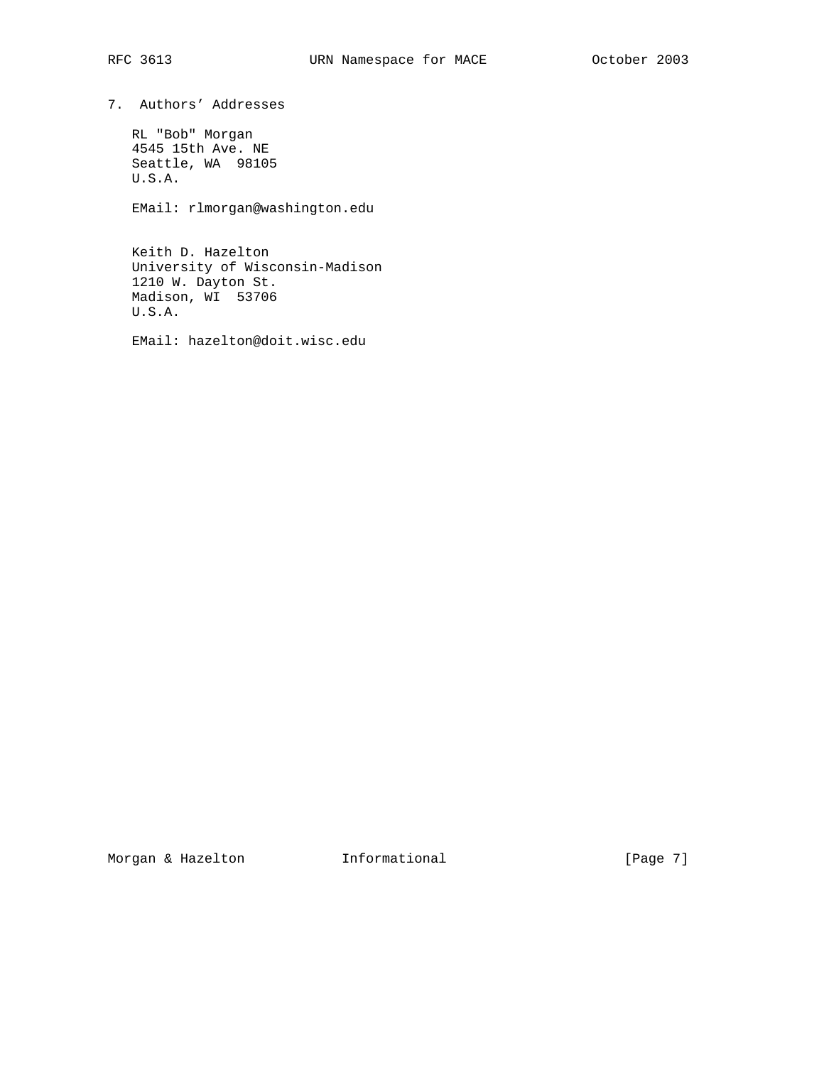## 7. Authors' Addresses

RL "Bob" Morgan
4545 15th Ave. NE
Seattle, WA  98105
U.S.A.

EMail: rlmorgan@washington.edu

Keith D. Hazelton
University of Wisconsin-Madison
1210 W. Dayton St.
Madison, WI  53706
U.S.A.

EMail: hazelton@doit.wisc.edu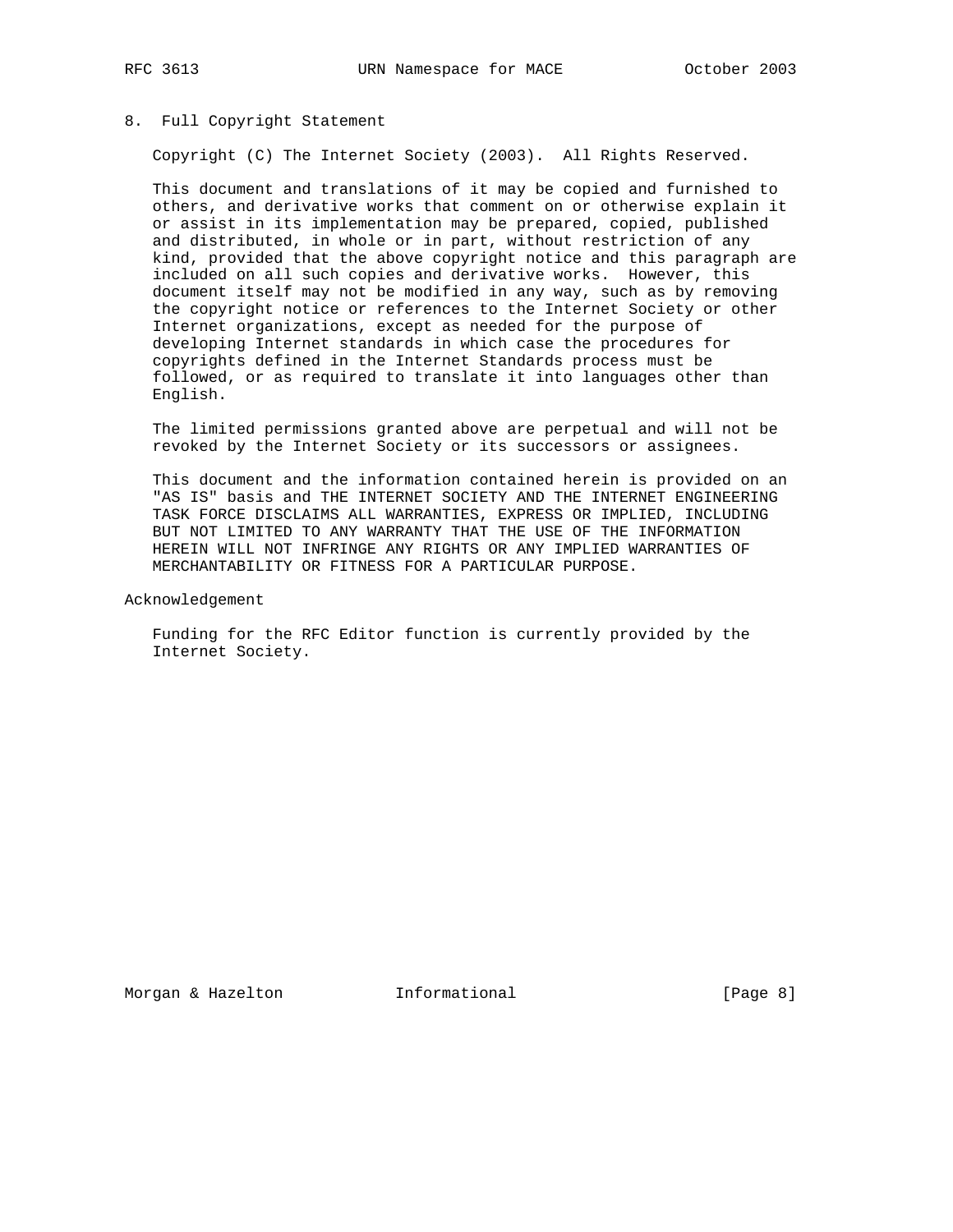## 8. Full Copyright Statement

Copyright (C) The Internet Society (2003). All Rights Reserved.

This document and translations of it may be copied and furnished to others, and derivative works that comment on or otherwise explain it or assist in its implementation may be prepared, copied, published and distributed, in whole or in part, without restriction of any kind, provided that the above copyright notice and this paragraph are included on all such copies and derivative works. However, this document itself may not be modified in any way, such as by removing the copyright notice or references to the Internet Society or other Internet organizations, except as needed for the purpose of developing Internet standards in which case the procedures for copyrights defined in the Internet Standards process must be followed, or as required to translate it into languages other than English.

The limited permissions granted above are perpetual and will not be revoked by the Internet Society or its successors or assignees.

This document and the information contained herein is provided on an "AS IS" basis and THE INTERNET SOCIETY AND THE INTERNET ENGINEERING TASK FORCE DISCLAIMS ALL WARRANTIES, EXPRESS OR IMPLIED, INCLUDING BUT NOT LIMITED TO ANY WARRANTY THAT THE USE OF THE INFORMATION HEREIN WILL NOT INFRINGE ANY RIGHTS OR ANY IMPLIED WARRANTIES OF MERCHANTABILITY OR FITNESS FOR A PARTICULAR PURPOSE.

## Acknowledgement

Funding for the RFC Editor function is currently provided by the Internet Society.